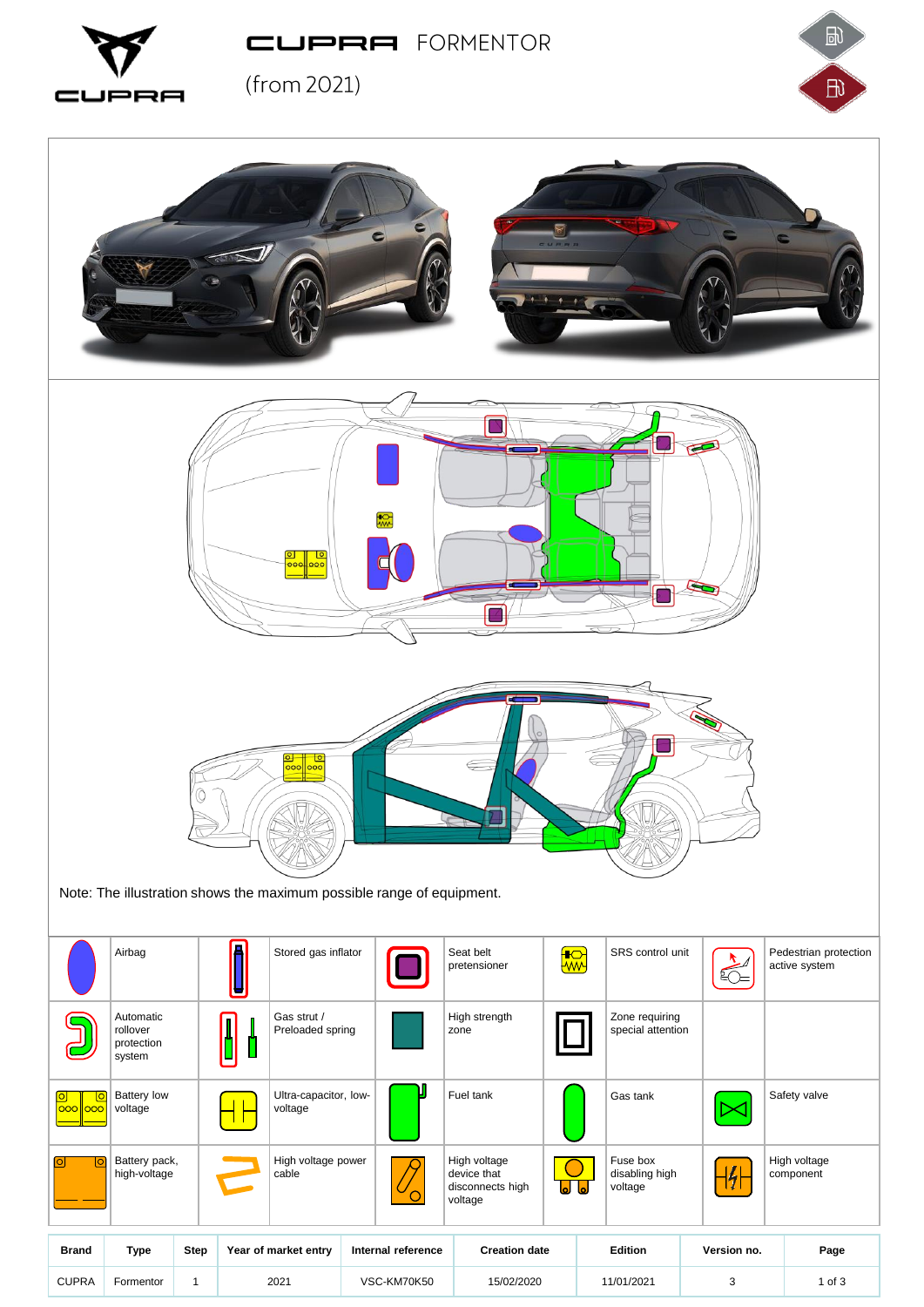# CUPRA FORMENTOR

(from 2021)

Note: The illustration shows the maximum possible range of equipment.

| | | | | | | | | | |
|---|---|---|---|---|---|---|---|---|---|
| | Airbag | | Stored gas inflator | | Seat belt pretensioner | | SRS control unit | | Pedestrian protection active system |
| | Automatic rollover protection system | | Gas strut / Preloaded spring | | High strength zone | | Zone requiring special attention | | |
| | Battery low voltage | | Ultra-capacitor, low-voltage | | Fuel tank | | Gas tank | | Safety valve |
| | Battery pack, high-voltage | | High voltage power cable | | High voltage device that disconnects high voltage | | Fuse box disabling high voltage | | High voltage component |

| Brand | Type | Step | Year of market entry | Internal reference | Creation date | Edition | Version no. | Page |
|---|---|---|---|---|---|---|---|---|
| CUPRA | Formentor | 1 | 2021 | VSC-KM70K50 | 15/02/2020 | 11/01/2021 | 3 | 1 of 3 |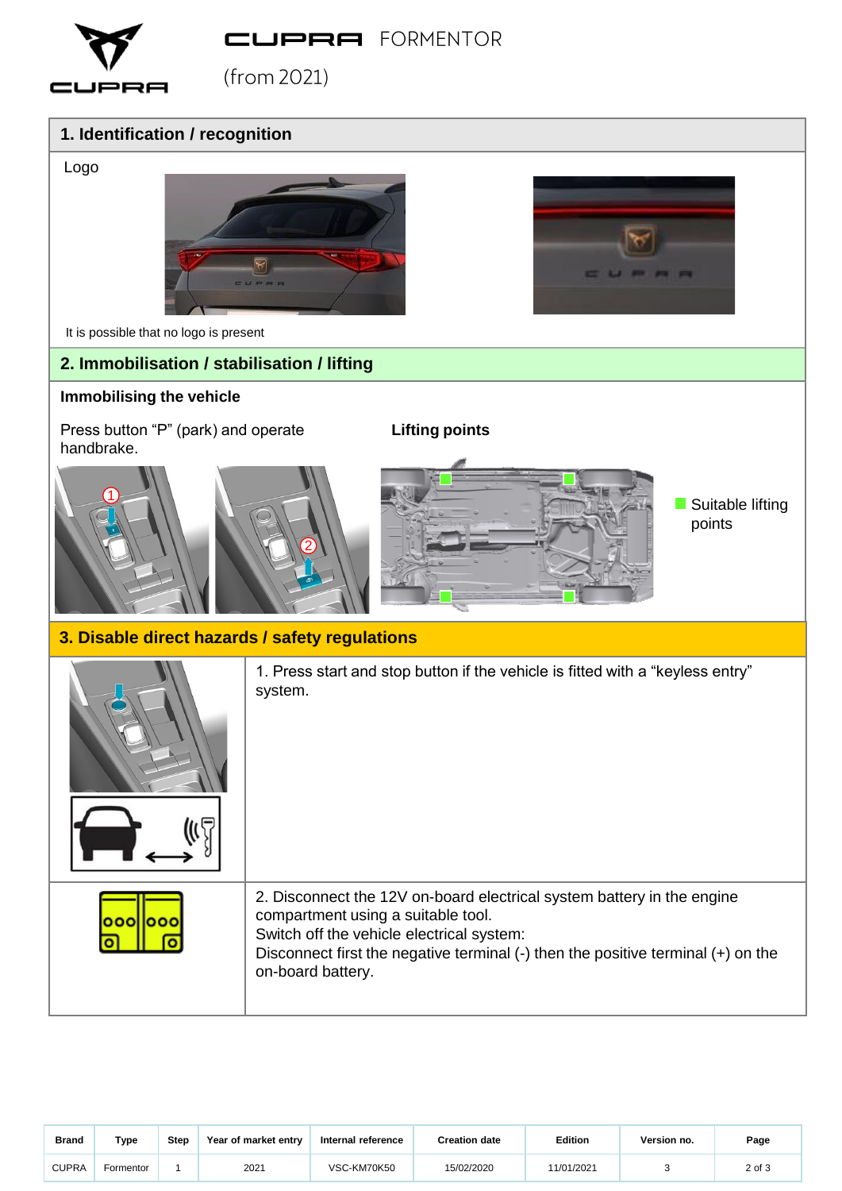## 1. Identification / recognition

Logo

It is possible that no logo is present

## 2. Immobilisation / stabilisation / lifting

### Immobilising the vehicle

Press button "P" (park) and operate handbrake.

**Lifting points**

Suitable lifting points

## 3. Disable direct hazards / safety regulations

| | |
|---|---|
| | 1. Press start and stop button if the vehicle is fitted with a "keyless entry" system. |
| | 2. Disconnect the 12V on-board electrical system battery in the engine compartment using a suitable tool.<br>Switch off the vehicle electrical system:<br>Disconnect first the negative terminal (-) then the positive terminal (+) on the on-board battery. |

| Brand | Type | Step | Year of market entry | Internal reference | Creation date | Edition | Version no. | Page |
|---|---|---|---|---|---|---|---|---|
| CUPRA | Formentor | 1 | 2021 | VSC-KM70K50 | 15/02/2020 | 11/01/2021 | 3 | 2 of 3 |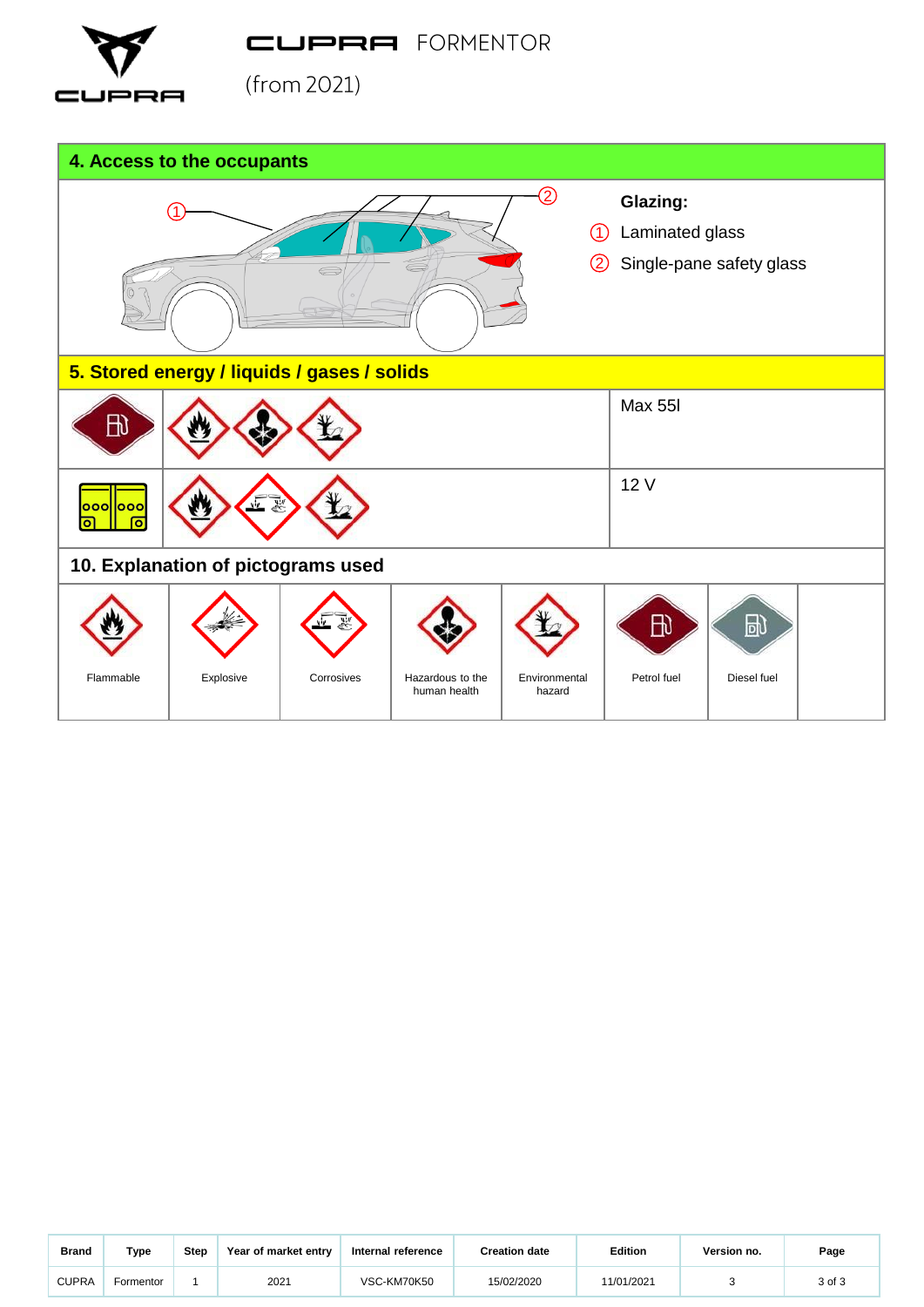CUPRA FORMENTOR

(from 2021)

## 4. Access to the occupants

**Glazing:**

① Laminated glass

② Single-pane safety glass

## 5. Stored energy / liquids / gases / solids

| | | |
|---|---|---|
| Petrol fuel | Flammable, Hazardous to the human health, Environmental hazard | Max 55l |
| Battery | Flammable, Corrosives, Environmental hazard | 12 V |

## 10. Explanation of pictograms used

| | | | | | | |
|---|---|---|---|---|---|---|
| Flammable | Explosive | Corrosives | Hazardous to the human health | Environmental hazard | Petrol fuel | Diesel fuel |

| Brand | Type | Step | Year of market entry | Internal reference | Creation date | Edition | Version no. | Page |
|---|---|---|---|---|---|---|---|---|
| CUPRA | Formentor | 1 | 2021 | VSC-KM70K50 | 15/02/2020 | 11/01/2021 | 3 | 3 of 3 |